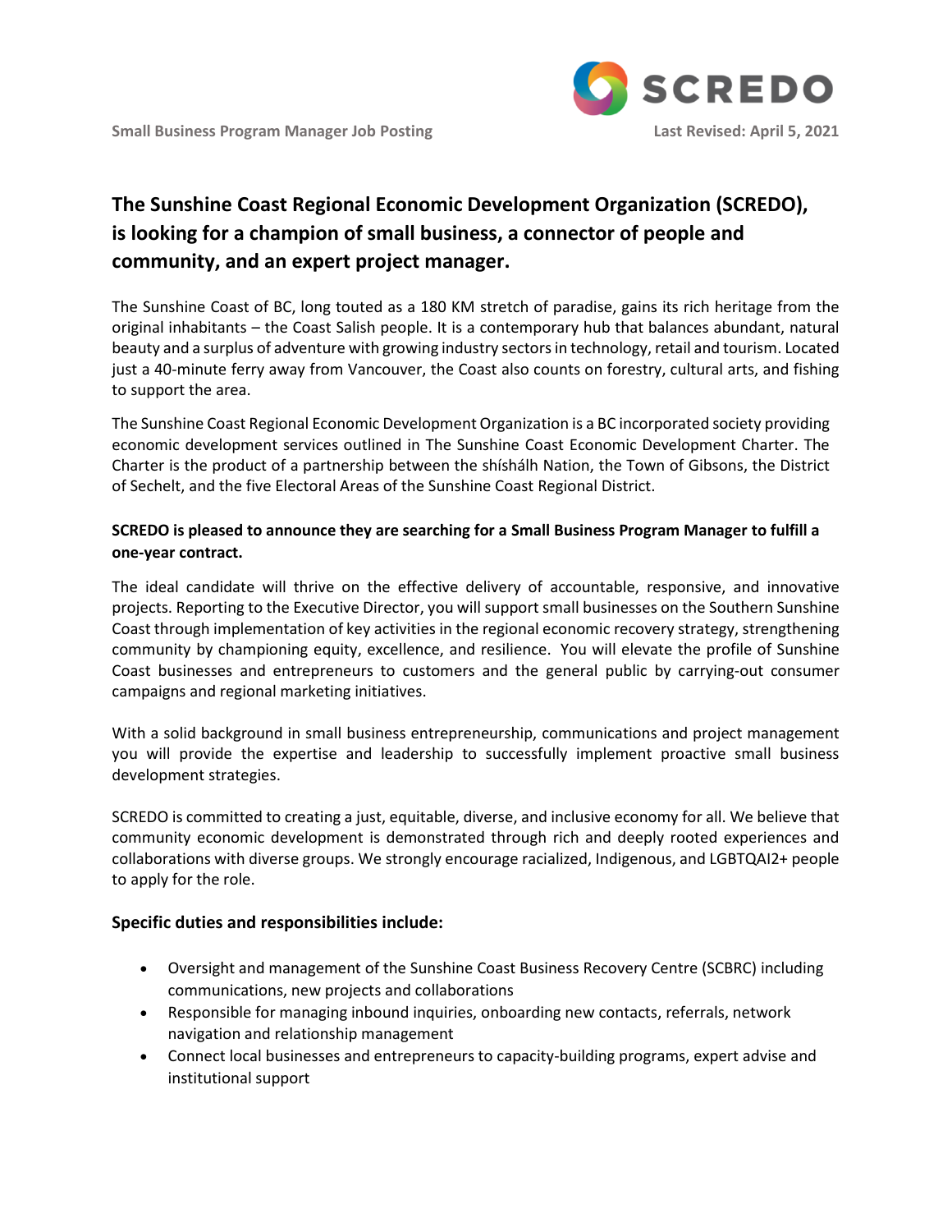# The Sunshine Coast Regional Economic Development Organization (SCREDO), is looking for a champion of small business, a connector of people and community, and an expert project manager.

The Sunshine Coast of BC, long touted as a 180 KM stretch of paradise, gains its rich heritage from the original inhabitants – the Coast Salish people. It is a contemporary hub that balances abundant, natural beauty and a surplus of adventure with growing industry sectors in technology, retail and tourism. Located just a 40-minute ferry away from Vancouver, the Coast also counts on forestry, cultural arts, and fishing to support the area.

The Sunshine Coast Regional Economic Development Organization is a BC incorporated society providing economic development services outlined in The Sunshine Coast Economic Development Charter. The Charter is the product of a partnership between the shíshálh Nation, the Town of Gibsons, the District of Sechelt, and the five Electoral Areas of the Sunshine Coast Regional District.

**SCREDO is pleased to announce they are searching for a Small Business Program Manager to fulfill a one-year contract.**

The ideal candidate will thrive on the effective delivery of accountable, responsive, and innovative projects. Reporting to the Executive Director, you will support small businesses on the Southern Sunshine Coast through implementation of key activities in the regional economic recovery strategy, strengthening community by championing equity, excellence, and resilience. You will elevate the profile of Sunshine Coast businesses and entrepreneurs to customers and the general public by carrying-out consumer campaigns and regional marketing initiatives.

With a solid background in small business entrepreneurship, communications and project management you will provide the expertise and leadership to successfully implement proactive small business development strategies.

SCREDO is committed to creating a just, equitable, diverse, and inclusive economy for all. We believe that community economic development is demonstrated through rich and deeply rooted experiences and collaborations with diverse groups. We strongly encourage racialized, Indigenous, and LGBTQAI2+ people to apply for the role.

### Specific duties and responsibilities include:

- Oversight and management of the Sunshine Coast Business Recovery Centre (SCBRC) including communications, new projects and collaborations
- Responsible for managing inbound inquiries, onboarding new contacts, referrals, network navigation and relationship management
- Connect local businesses and entrepreneurs to capacity-building programs, expert advise and institutional support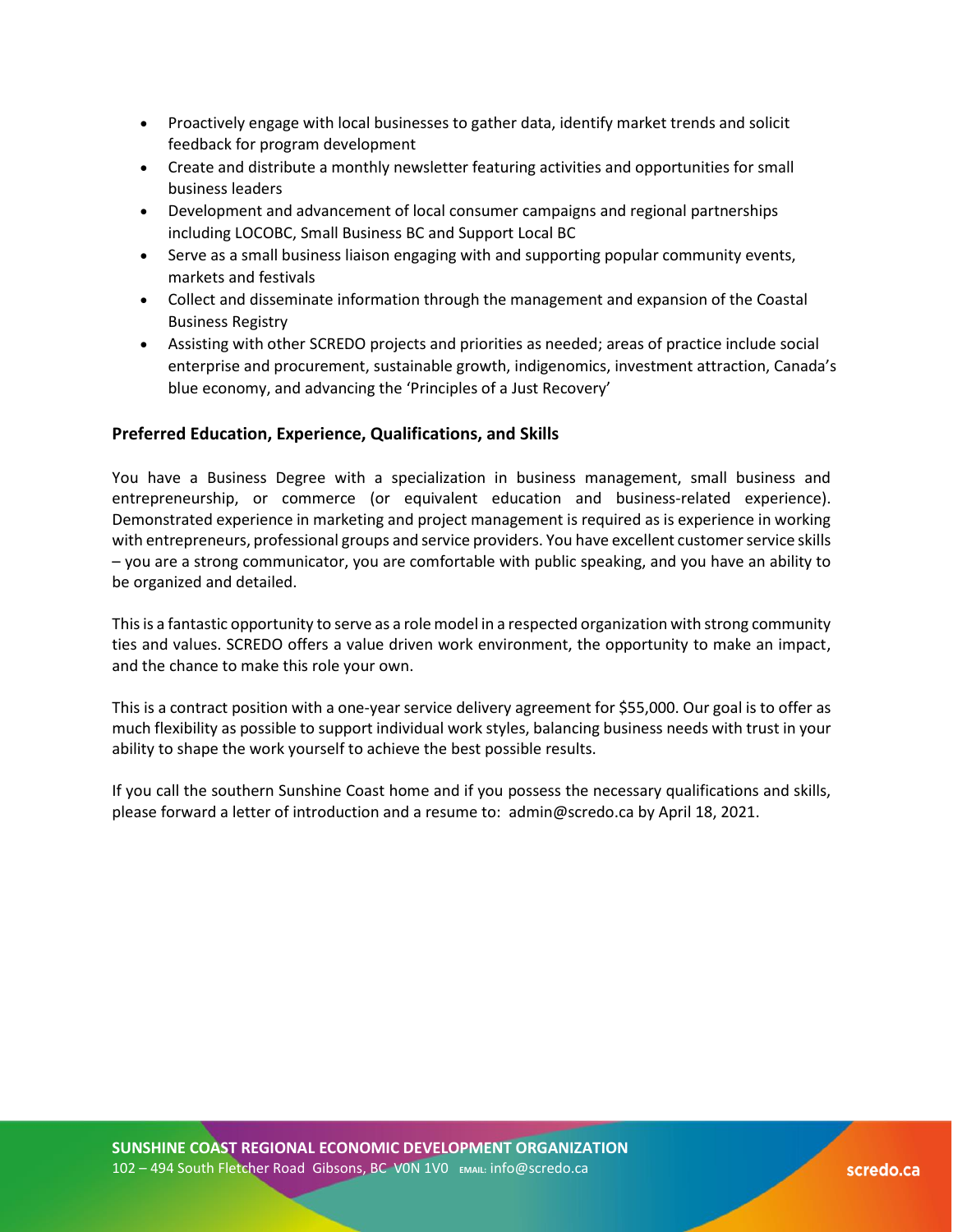- Proactively engage with local businesses to gather data, identify market trends and solicit feedback for program development
- Create and distribute a monthly newsletter featuring activities and opportunities for small business leaders
- Development and advancement of local consumer campaigns and regional partnerships including LOCOBC, Small Business BC and Support Local BC
- Serve as a small business liaison engaging with and supporting popular community events, markets and festivals
- Collect and disseminate information through the management and expansion of the Coastal Business Registry
- Assisting with other SCREDO projects and priorities as needed; areas of practice include social enterprise and procurement, sustainable growth, indigenomics, investment attraction, Canada's blue economy, and advancing the 'Principles of a Just Recovery'

### Preferred Education, Experience, Qualifications, and Skills

You have a Business Degree with a specialization in business management, small business and entrepreneurship, or commerce (or equivalent education and business-related experience). Demonstrated experience in marketing and project management is required as is experience in working with entrepreneurs, professional groups and service providers. You have excellent customer service skills – you are a strong communicator, you are comfortable with public speaking, and you have an ability to be organized and detailed.

This is a fantastic opportunity to serve as a role model in a respected organization with strong community ties and values. SCREDO offers a value driven work environment, the opportunity to make an impact, and the chance to make this role your own.

This is a contract position with a one-year service delivery agreement for $55,000. Our goal is to offer as much flexibility as possible to support individual work styles, balancing business needs with trust in your ability to shape the work yourself to achieve the best possible results.

If you call the southern Sunshine Coast home and if you possess the necessary qualifications and skills, please forward a letter of introduction and a resume to: admin@scredo.ca by April 18, 2021.